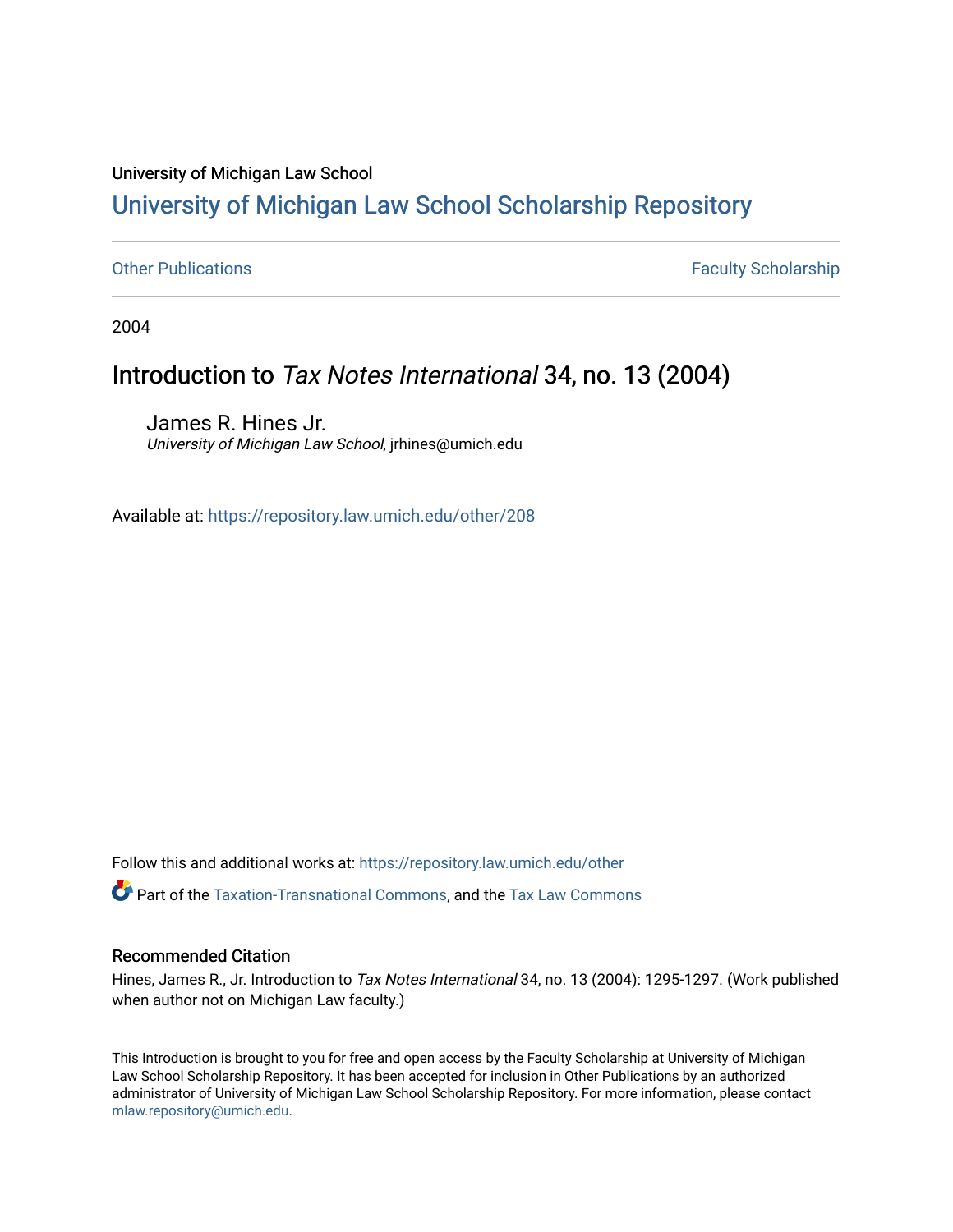University of Michigan Law School

# University of Michigan Law School Scholarship Repository

Other Publications | Faculty Scholarship

2004

## Introduction to *Tax Notes International* 34, no. 13 (2004)

James R. Hines Jr.
*University of Michigan Law School*, jrhines@umich.edu

Available at: https://repository.law.umich.edu/other/208

Follow this and additional works at: https://repository.law.umich.edu/other

Part of the Taxation-Transnational Commons, and the Tax Law Commons

### Recommended Citation

Hines, James R., Jr. Introduction to *Tax Notes International* 34, no. 13 (2004): 1295-1297. (Work published when author not on Michigan Law faculty.)

This Introduction is brought to you for free and open access by the Faculty Scholarship at University of Michigan Law School Scholarship Repository. It has been accepted for inclusion in Other Publications by an authorized administrator of University of Michigan Law School Scholarship Repository. For more information, please contact mlaw.repository@umich.edu.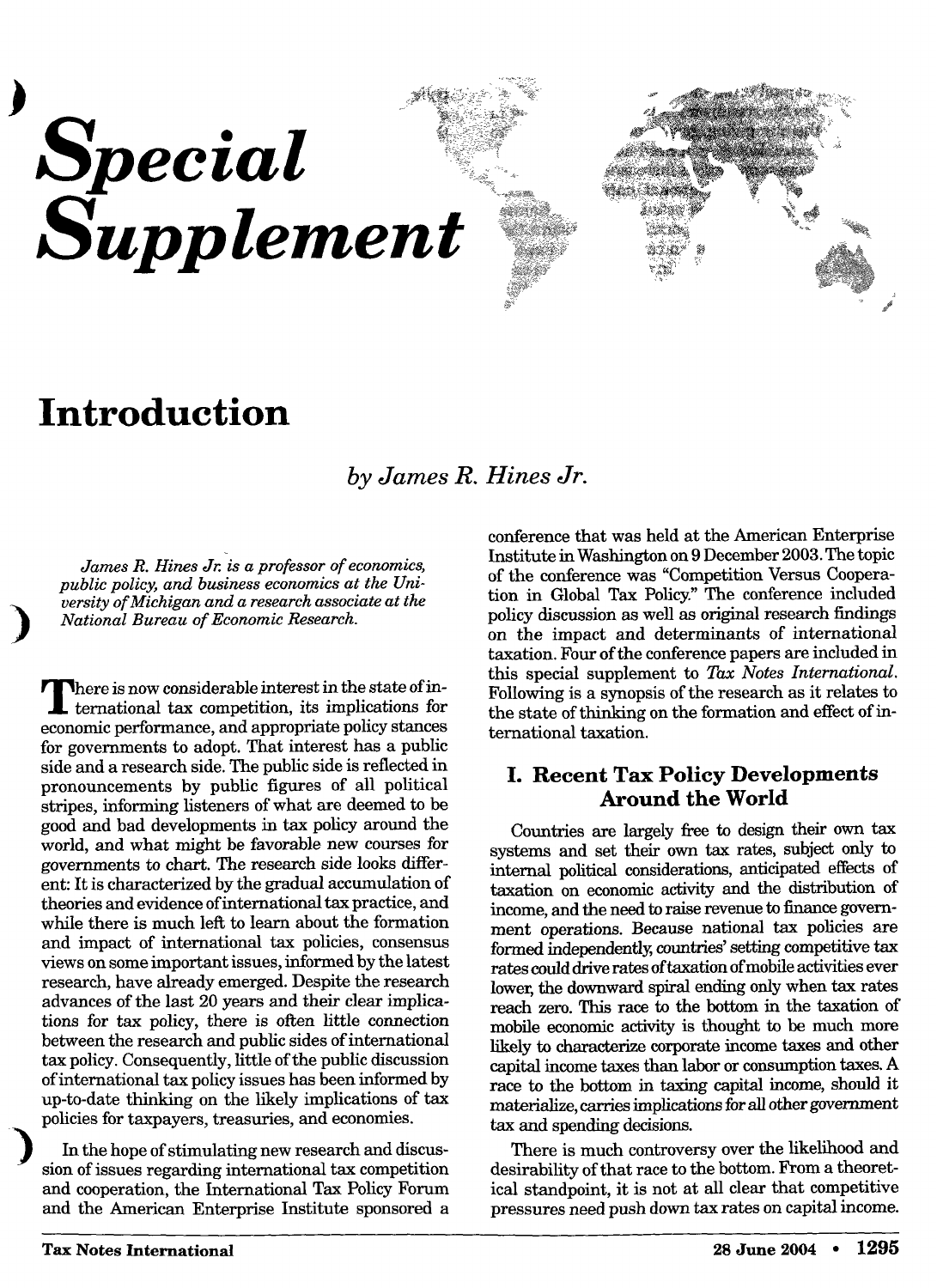# Special Supplement

## Introduction

*by James R. Hines Jr.*

*James R. Hines Jr. is a professor of economics, public policy, and business economics at the University of Michigan and a research associate at the National Bureau of Economic Research.*

There is now considerable interest in the state of international tax competition, its implications for economic performance, and appropriate policy stances for governments to adopt. That interest has a public side and a research side. The public side is reflected in pronouncements by public figures of all political stripes, informing listeners of what are deemed to be good and bad developments in tax policy around the world, and what might be favorable new courses for governments to chart. The research side looks different: It is characterized by the gradual accumulation of theories and evidence of international tax practice, and while there is much left to learn about the formation and impact of international tax policies, consensus views on some important issues, informed by the latest research, have already emerged. Despite the research advances of the last 20 years and their clear implications for tax policy, there is often little connection between the research and public sides of international tax policy. Consequently, little of the public discussion of international tax policy issues has been informed by up-to-date thinking on the likely implications of tax policies for taxpayers, treasuries, and economies.

In the hope of stimulating new research and discussion of issues regarding international tax competition and cooperation, the International Tax Policy Forum and the American Enterprise Institute sponsored a conference that was held at the American Enterprise Institute in Washington on 9 December 2003. The topic of the conference was "Competition Versus Cooperation in Global Tax Policy." The conference included policy discussion as well as original research findings on the impact and determinants of international taxation. Four of the conference papers are included in this special supplement to *Tax Notes International*. Following is a synopsis of the research as it relates to the state of thinking on the formation and effect of international taxation.

### I. Recent Tax Policy Developments Around the World

Countries are largely free to design their own tax systems and set their own tax rates, subject only to internal political considerations, anticipated effects of taxation on economic activity and the distribution of income, and the need to raise revenue to finance government operations. Because national tax policies are formed independently, countries' setting competitive tax rates could drive rates of taxation of mobile activities ever lower, the downward spiral ending only when tax rates reach zero. This race to the bottom in the taxation of mobile economic activity is thought to be much more likely to characterize corporate income taxes and other capital income taxes than labor or consumption taxes. A race to the bottom in taxing capital income, should it materialize, carries implications for all other government tax and spending decisions.

There is much controversy over the likelihood and desirability of that race to the bottom. From a theoretical standpoint, it is not at all clear that competitive pressures need push down tax rates on capital income.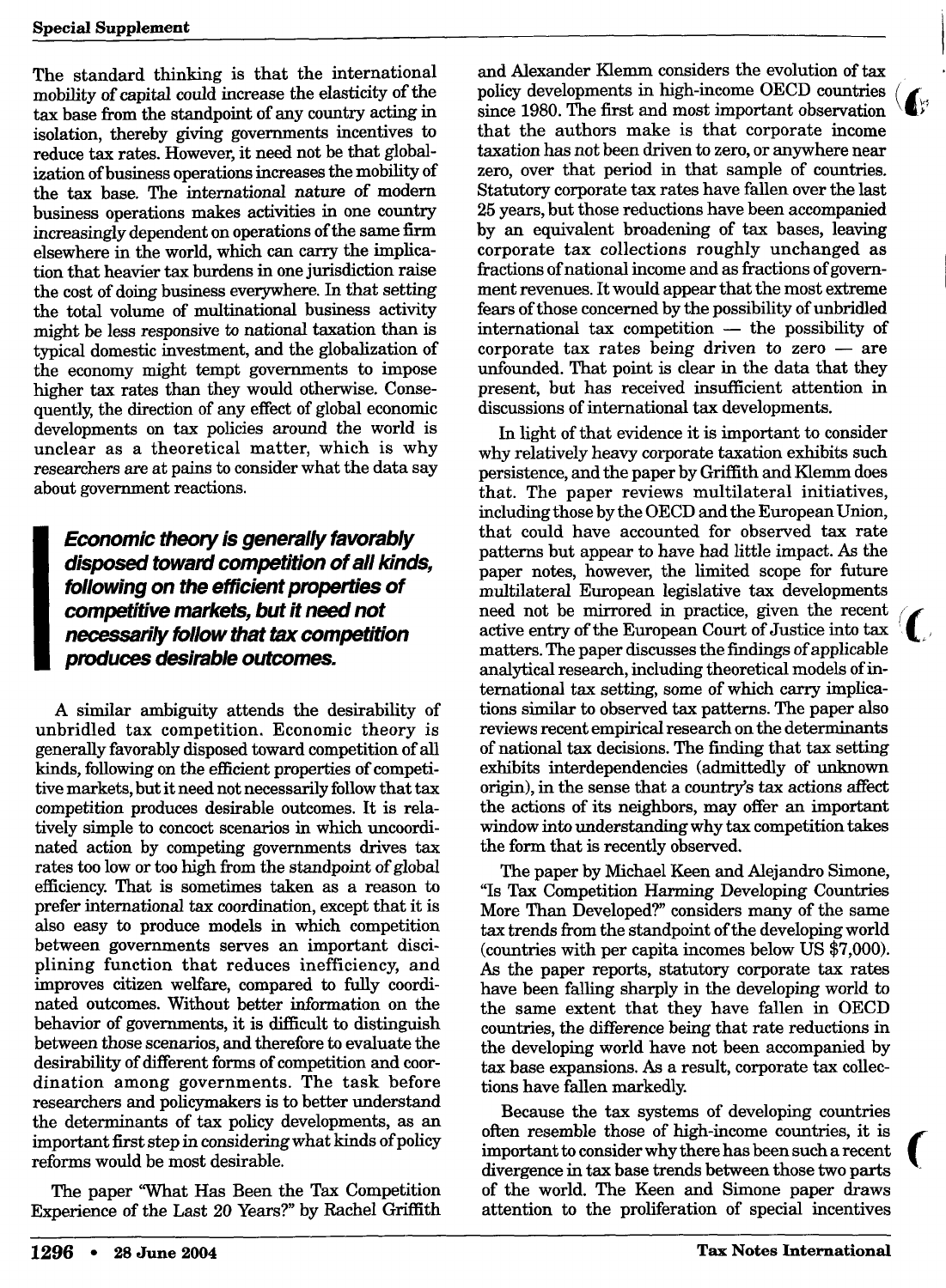The standard thinking is that the international mobility of capital could increase the elasticity of the tax base from the standpoint of any country acting in isolation, thereby giving governments incentives to reduce tax rates. However, it need not be that globalization of business operations increases the mobility of the tax base. The international nature of modern business operations makes activities in one country increasingly dependent on operations of the same firm elsewhere in the world, which can carry the implication that heavier tax burdens in one jurisdiction raise the cost of doing business everywhere. In that setting the total volume of multinational business activity might be less responsive to national taxation than is typical domestic investment, and the globalization of the economy might tempt governments to impose higher tax rates than they would otherwise. Consequently, the direction of any effect of global economic developments on tax policies around the world is unclear as a theoretical matter, which is why researchers are at pains to consider what the data say about government reactions.

> ***Economic theory is generally favorably disposed toward competition of all kinds, following on the efficient properties of competitive markets, but it need not necessarily follow that tax competition produces desirable outcomes.***

A similar ambiguity attends the desirability of unbridled tax competition. Economic theory is generally favorably disposed toward competition of all kinds, following on the efficient properties of competitive markets, but it need not necessarily follow that tax competition produces desirable outcomes. It is relatively simple to concoct scenarios in which uncoordinated action by competing governments drives tax rates too low or too high from the standpoint of global efficiency. That is sometimes taken as a reason to prefer international tax coordination, except that it is also easy to produce models in which competition between governments serves an important disciplining function that reduces inefficiency, and improves citizen welfare, compared to fully coordinated outcomes. Without better information on the behavior of governments, it is difficult to distinguish between those scenarios, and therefore to evaluate the desirability of different forms of competition and coordination among governments. The task before researchers and policymakers is to better understand the determinants of tax policy developments, as an important first step in considering what kinds of policy reforms would be most desirable.

The paper "What Has Been the Tax Competition Experience of the Last 20 Years?" by Rachel Griffith and Alexander Klemm considers the evolution of tax policy developments in high-income OECD countries since 1980. The first and most important observation that the authors make is that corporate income taxation has *not* been driven to zero, or anywhere near zero, over that period in that sample of countries. Statutory corporate tax rates have fallen over the last 25 years, but those reductions have been accompanied by an equivalent broadening of tax bases, leaving corporate tax collections roughly unchanged as fractions of national income and as fractions of government revenues. It would appear that the most extreme fears of those concerned by the possibility of unbridled international tax competition — the possibility of corporate tax rates being driven to zero — are unfounded. That point is clear in the data that they present, but has received insufficient attention in discussions of international tax developments.

In light of that evidence it is important to consider why relatively heavy corporate taxation exhibits such persistence, and the paper by Griffith and Klemm does that. The paper reviews multilateral initiatives, including those by the OECD and the European Union, that could have accounted for observed tax rate patterns but appear to have had little impact. As the paper notes, however, the limited scope for future multilateral European legislative tax developments need not be mirrored in practice, given the recent active entry of the European Court of Justice into tax matters. The paper discusses the findings of applicable analytical research, including theoretical models of international tax setting, some of which carry implications similar to observed tax patterns. The paper also reviews recent empirical research on the determinants of national tax decisions. The finding that tax setting exhibits interdependencies (admittedly of unknown origin), in the sense that a country's tax actions affect the actions of its neighbors, may offer an important window into understanding why tax competition takes the form that is recently observed.

The paper by Michael Keen and Alejandro Simone, "Is Tax Competition Harming Developing Countries More Than Developed?" considers many of the same tax trends from the standpoint of the developing world (countries with per capita incomes below US $7,000). As the paper reports, statutory corporate tax rates have been falling sharply in the developing world to the same extent that they have fallen in OECD countries, the difference being that rate reductions in the developing world have not been accompanied by tax base expansions. As a result, corporate tax collections have fallen markedly.

Because the tax systems of developing countries often resemble those of high-income countries, it is important to consider why there has been such a recent divergence in tax base trends between those two parts of the world. The Keen and Simone paper draws attention to the proliferation of special incentives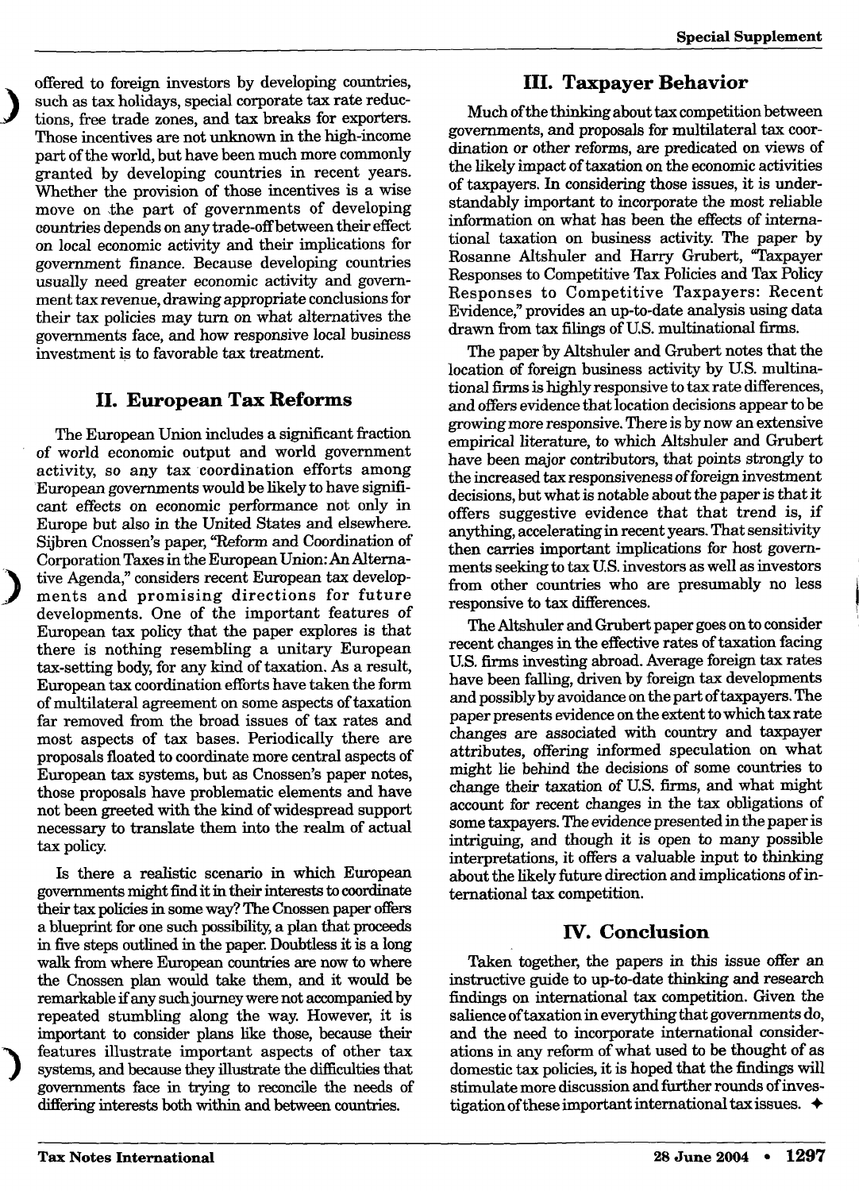offered to foreign investors by developing countries, such as tax holidays, special corporate tax rate reductions, free trade zones, and tax breaks for exporters. Those incentives are not unknown in the high-income part of the world, but have been much more commonly granted by developing countries in recent years. Whether the provision of those incentives is a wise move on the part of governments of developing countries depends on any trade-off between their effect on local economic activity and their implications for government finance. Because developing countries usually need greater economic activity and government tax revenue, drawing appropriate conclusions for their tax policies may turn on what alternatives the governments face, and how responsive local business investment is to favorable tax treatment.

## II. European Tax Reforms

The European Union includes a significant fraction of world economic output and world government activity, so any tax coordination efforts among European governments would be likely to have significant effects on economic performance not only in Europe but also in the United States and elsewhere. Sijbren Cnossen's paper, "Reform and Coordination of Corporation Taxes in the European Union: An Alternative Agenda," considers recent European tax developments and promising directions for future developments. One of the important features of European tax policy that the paper explores is that there is nothing resembling a unitary European tax-setting body, for any kind of taxation. As a result, European tax coordination efforts have taken the form of multilateral agreement on some aspects of taxation far removed from the broad issues of tax rates and most aspects of tax bases. Periodically there are proposals floated to coordinate more central aspects of European tax systems, but as Cnossen's paper notes, those proposals have problematic elements and have not been greeted with the kind of widespread support necessary to translate them into the realm of actual tax policy.

Is there a realistic scenario in which European governments might find it in their interests to coordinate their tax policies in some way? The Cnossen paper offers a blueprint for one such possibility, a plan that proceeds in five steps outlined in the paper. Doubtless it is a long walk from where European countries are now to where the Cnossen plan would take them, and it would be remarkable if any such journey were not accompanied by repeated stumbling along the way. However, it is important to consider plans like those, because their features illustrate important aspects of other tax systems, and because they illustrate the difficulties that governments face in trying to reconcile the needs of differing interests both within and between countries.

## III. Taxpayer Behavior

Much of the thinking about tax competition between governments, and proposals for multilateral tax coordination or other reforms, are predicated on views of the likely impact of taxation on the economic activities of taxpayers. In considering those issues, it is understandably important to incorporate the most reliable information on what has been the effects of international taxation on business activity. The paper by Rosanne Altshuler and Harry Grubert, "Taxpayer Responses to Competitive Tax Policies and Tax Policy Responses to Competitive Taxpayers: Recent Evidence," provides an up-to-date analysis using data drawn from tax filings of U.S. multinational firms.

The paper by Altshuler and Grubert notes that the location of foreign business activity by U.S. multinational firms is highly responsive to tax rate differences, and offers evidence that location decisions appear to be growing more responsive. There is by now an extensive empirical literature, to which Altshuler and Grubert have been major contributors, that points strongly to the increased tax responsiveness of foreign investment decisions, but what is notable about the paper is that it offers suggestive evidence that that trend is, if anything, accelerating in recent years. That sensitivity then carries important implications for host governments seeking to tax U.S. investors as well as investors from other countries who are presumably no less responsive to tax differences.

The Altshuler and Grubert paper goes on to consider recent changes in the effective rates of taxation facing U.S. firms investing abroad. Average foreign tax rates have been falling, driven by foreign tax developments and possibly by avoidance on the part of taxpayers. The paper presents evidence on the extent to which tax rate changes are associated with country and taxpayer attributes, offering informed speculation on what might lie behind the decisions of some countries to change their taxation of U.S. firms, and what might account for recent changes in the tax obligations of some taxpayers. The evidence presented in the paper is intriguing, and though it is open to many possible interpretations, it offers a valuable input to thinking about the likely future direction and implications of international tax competition.

## IV. Conclusion

Taken together, the papers in this issue offer an instructive guide to up-to-date thinking and research findings on international tax competition. Given the salience of taxation in everything that governments do, and the need to incorporate international considerations in any reform of what used to be thought of as domestic tax policies, it is hoped that the findings will stimulate more discussion and further rounds of investigation of these important international tax issues. ✦